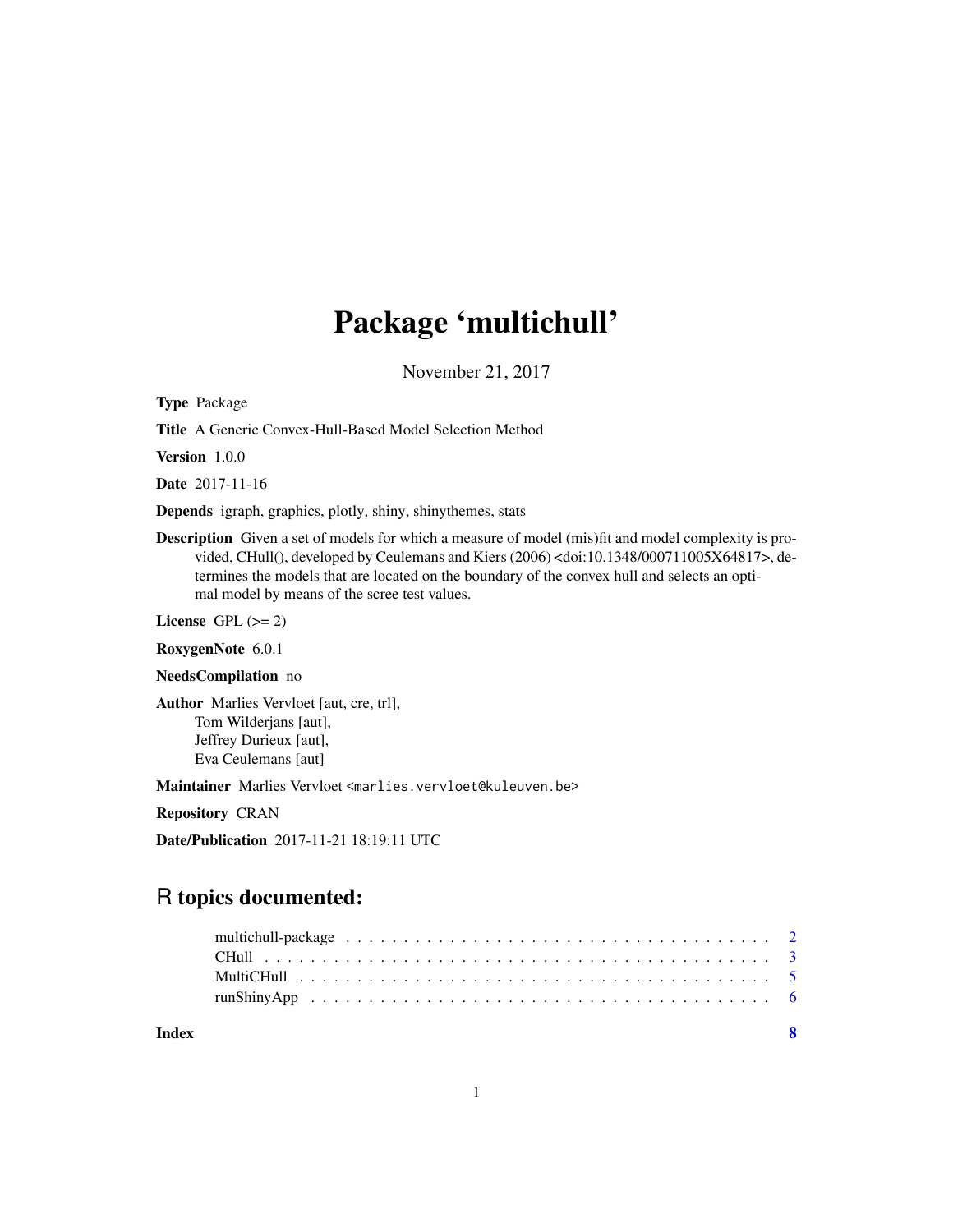# Package 'multichull'

November 21, 2017

**Type** Package

**Title** A Generic Convex-Hull-Based Model Selection Method

**Version** 1.0.0

**Date** 2017-11-16

**Depends** igraph, graphics, plotly, shiny, shinythemes, stats

**Description** Given a set of models for which a measure of model (mis)fit and model complexity is provided, CHull(), developed by Ceulemans and Kiers (2006) <doi:10.1348/000711005X64817>, determines the models that are located on the boundary of the convex hull and selects an optimal model by means of the scree test values.

**License** GPL (>= 2)

**RoxygenNote** 6.0.1

**NeedsCompilation** no

**Author** Marlies Vervloet [aut, cre, trl],
Tom Wilderjans [aut],
Jeffrey Durieux [aut],
Eva Ceulemans [aut]

**Maintainer** Marlies Vervloet <marlies.vervloet@kuleuven.be>

**Repository** CRAN

**Date/Publication** 2017-11-21 18:19:11 UTC

## R topics documented:

| | |
|---|---|
| multichull-package | 2 |
| CHull | 3 |
| MultiCHull | 5 |
| runShinyApp | 6 |
| **Index** | **8** |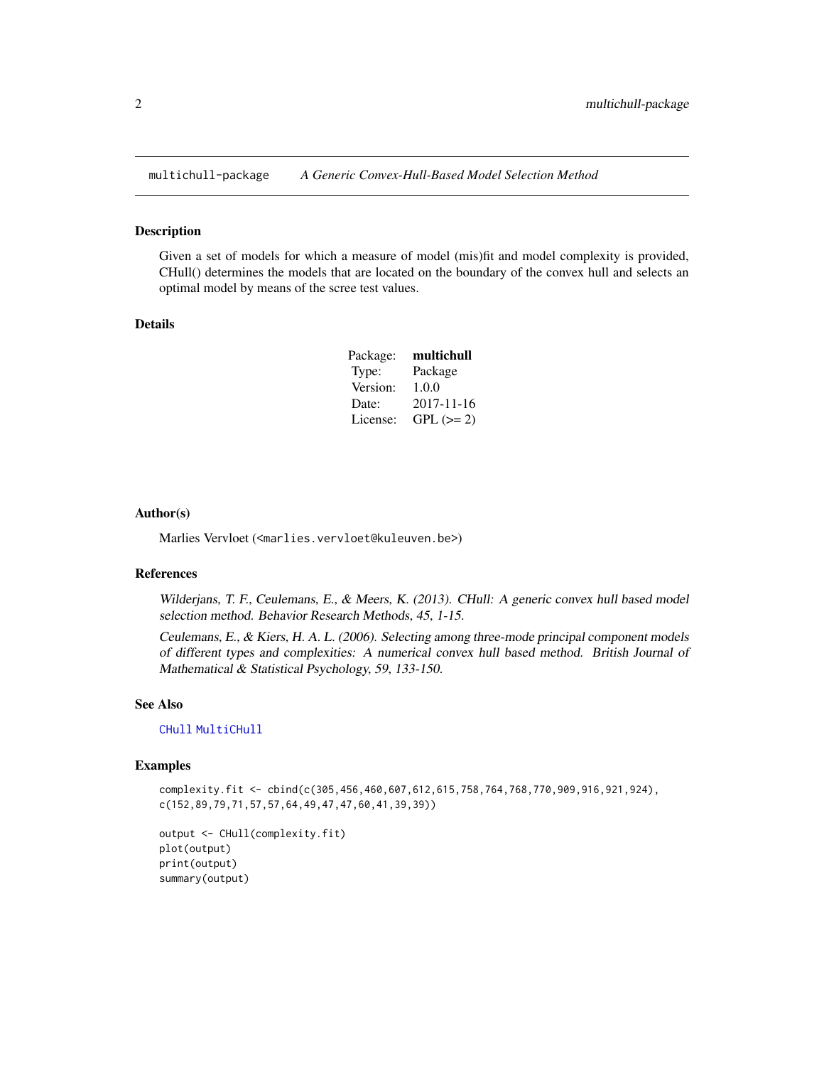## multichull-package — *A Generic Convex-Hull-Based Model Selection Method*

### Description

Given a set of models for which a measure of model (mis)fit and model complexity is provided, CHull() determines the models that are located on the boundary of the convex hull and selects an optimal model by means of the scree test values.

### Details

| Package: | **multichull** |
|---|---|
| Type: | Package |
| Version: | 1.0.0 |
| Date: | 2017-11-16 |
| License: | GPL (>= 2) |

### Author(s)

Marlies Vervloet (<marlies.vervloet@kuleuven.be>)

### References

*Wilderjans, T. F., Ceulemans, E., & Meers, K. (2013). CHull: A generic convex hull based model selection method. Behavior Research Methods, 45, 1-15.*

*Ceulemans, E., & Kiers, H. A. L. (2006). Selecting among three-mode principal component models of different types and complexities: A numerical convex hull based method. British Journal of Mathematical & Statistical Psychology, 59, 133-150.*

### See Also

CHull MultiCHull

### Examples

```
complexity.fit <- cbind(c(305,456,460,607,612,615,758,764,768,770,909,916,921,924),
c(152,89,79,71,57,57,64,49,47,47,60,41,39,39))

output <- CHull(complexity.fit)
plot(output)
print(output)
summary(output)
```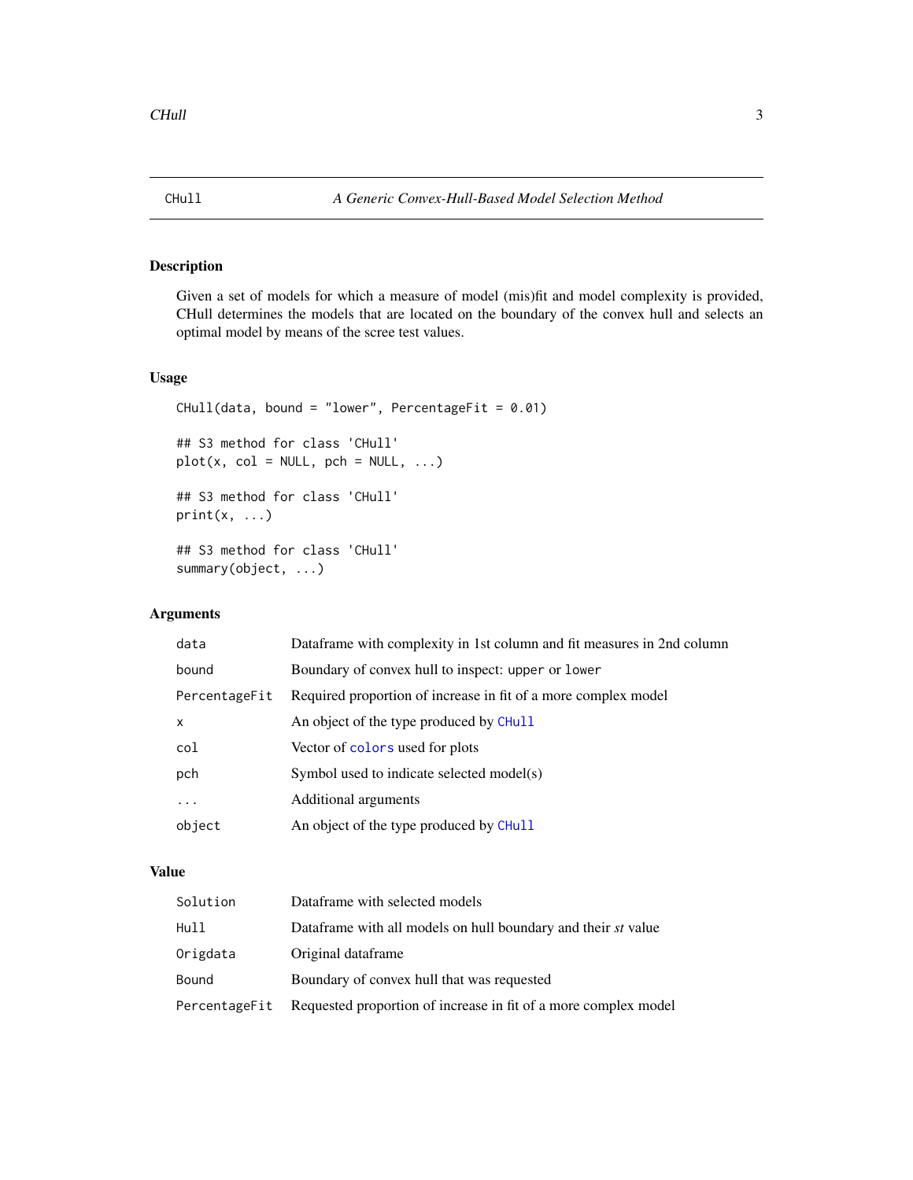# CHull — *A Generic Convex-Hull-Based Model Selection Method*

## Description

Given a set of models for which a measure of model (mis)fit and model complexity is provided, CHull determines the models that are located on the boundary of the convex hull and selects an optimal model by means of the scree test values.

## Usage

```
CHull(data, bound = "lower", PercentageFit = 0.01)

## S3 method for class 'CHull'
plot(x, col = NULL, pch = NULL, ...)

## S3 method for class 'CHull'
print(x, ...)

## S3 method for class 'CHull'
summary(object, ...)
```

## Arguments

| | |
|---|---|
| `data` | Dataframe with complexity in 1st column and fit measures in 2nd column |
| `bound` | Boundary of convex hull to inspect: `upper` or `lower` |
| `PercentageFit` | Required proportion of increase in fit of a more complex model |
| `x` | An object of the type produced by `CHull` |
| `col` | Vector of `colors` used for plots |
| `pch` | Symbol used to indicate selected model(s) |
| `...` | Additional arguments |
| `object` | An object of the type produced by `CHull` |

## Value

| | |
|---|---|
| `Solution` | Dataframe with selected models |
| `Hull` | Dataframe with all models on hull boundary and their *st* value |
| `Origdata` | Original dataframe |
| `Bound` | Boundary of convex hull that was requested |
| `PercentageFit` | Requested proportion of increase in fit of a more complex model |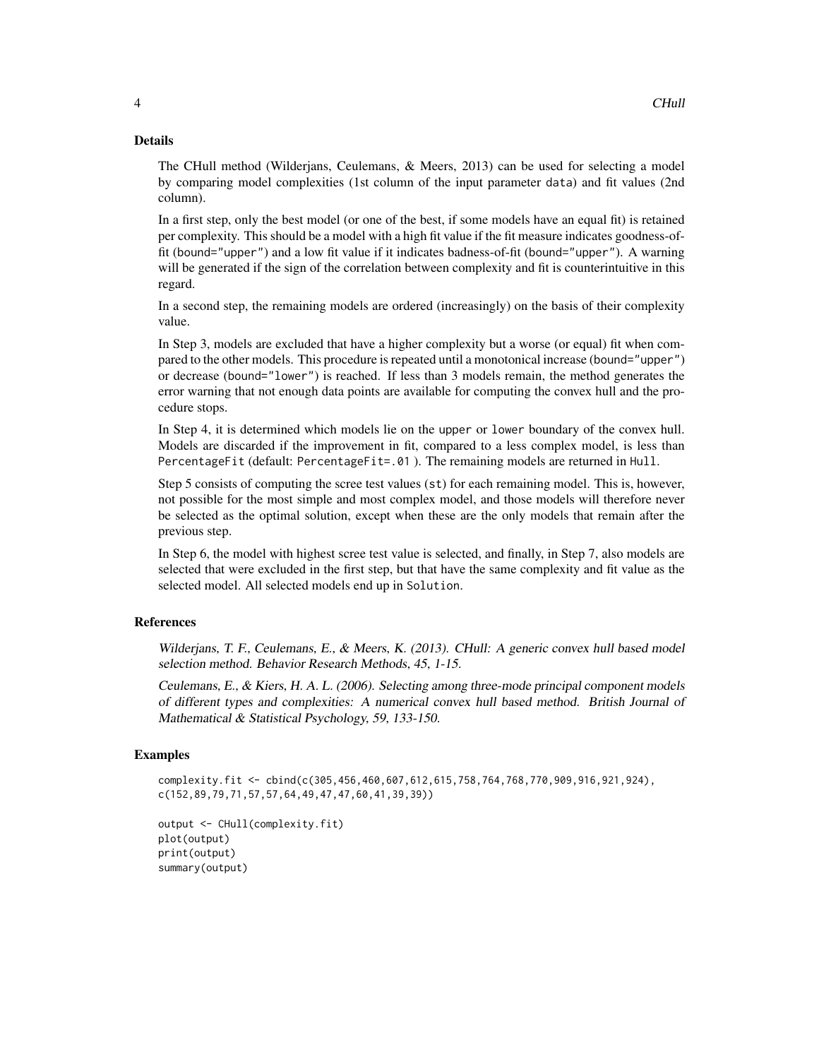## Details

The CHull method (Wilderjans, Ceulemans, & Meers, 2013) can be used for selecting a model by comparing model complexities (1st column of the input parameter `data`) and fit values (2nd column).

In a first step, only the best model (or one of the best, if some models have an equal fit) is retained per complexity. This should be a model with a high fit value if the fit measure indicates goodness-of-fit (`bound="upper"`) and a low fit value if it indicates badness-of-fit (`bound="upper"`). A warning will be generated if the sign of the correlation between complexity and fit is counterintuitive in this regard.

In a second step, the remaining models are ordered (increasingly) on the basis of their complexity value.

In Step 3, models are excluded that have a higher complexity but a worse (or equal) fit when compared to the other models. This procedure is repeated until a monotonical increase (`bound="upper"`) or decrease (`bound="lower"`) is reached. If less than 3 models remain, the method generates the error warning that not enough data points are available for computing the convex hull and the procedure stops.

In Step 4, it is determined which models lie on the `upper` or `lower` boundary of the convex hull. Models are discarded if the improvement in fit, compared to a less complex model, is less than `PercentageFit` (default: `PercentageFit=.01` ). The remaining models are returned in `Hull`.

Step 5 consists of computing the scree test values (`st`) for each remaining model. This is, however, not possible for the most simple and most complex model, and those models will therefore never be selected as the optimal solution, except when these are the only models that remain after the previous step.

In Step 6, the model with highest scree test value is selected, and finally, in Step 7, also models are selected that were excluded in the first step, but that have the same complexity and fit value as the selected model. All selected models end up in `Solution`.

## References

*Wilderjans, T. F., Ceulemans, E., & Meers, K. (2013). CHull: A generic convex hull based model selection method. Behavior Research Methods, 45, 1-15.*

*Ceulemans, E., & Kiers, H. A. L. (2006). Selecting among three-mode principal component models of different types and complexities: A numerical convex hull based method. British Journal of Mathematical & Statistical Psychology, 59, 133-150.*

## Examples

```
complexity.fit <- cbind(c(305,456,460,607,612,615,758,764,768,770,909,916,921,924),
c(152,89,79,71,57,57,64,49,47,47,60,41,39,39))

output <- CHull(complexity.fit)
plot(output)
print(output)
summary(output)
```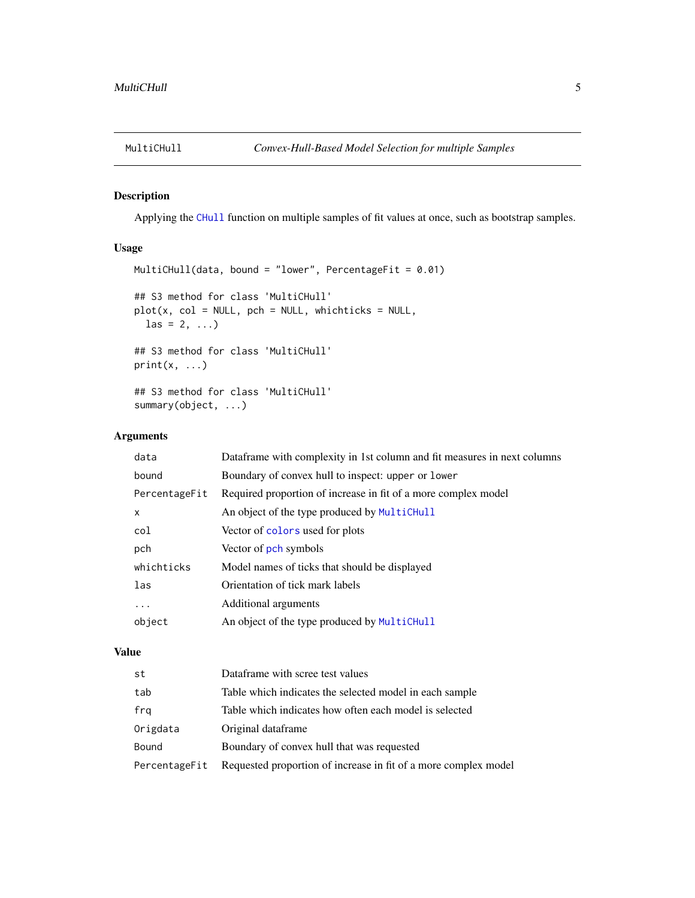## MultiCHull — *Convex-Hull-Based Model Selection for multiple Samples*

### Description

Applying the CHull function on multiple samples of fit values at once, such as bootstrap samples.

### Usage

```
MultiCHull(data, bound = "lower", PercentageFit = 0.01)

## S3 method for class 'MultiCHull'
plot(x, col = NULL, pch = NULL, whichticks = NULL,
  las = 2, ...)

## S3 method for class 'MultiCHull'
print(x, ...)

## S3 method for class 'MultiCHull'
summary(object, ...)
```

### Arguments

| | |
|---|---|
| data | Dataframe with complexity in 1st column and fit measures in next columns |
| bound | Boundary of convex hull to inspect: `upper` or `lower` |
| PercentageFit | Required proportion of increase in fit of a more complex model |
| x | An object of the type produced by MultiCHull |
| col | Vector of colors used for plots |
| pch | Vector of pch symbols |
| whichticks | Model names of ticks that should be displayed |
| las | Orientation of tick mark labels |
| ... | Additional arguments |
| object | An object of the type produced by MultiCHull |

### Value

| | |
|---|---|
| st | Dataframe with scree test values |
| tab | Table which indicates the selected model in each sample |
| frq | Table which indicates how often each model is selected |
| Origdata | Original dataframe |
| Bound | Boundary of convex hull that was requested |
| PercentageFit | Requested proportion of increase in fit of a more complex model |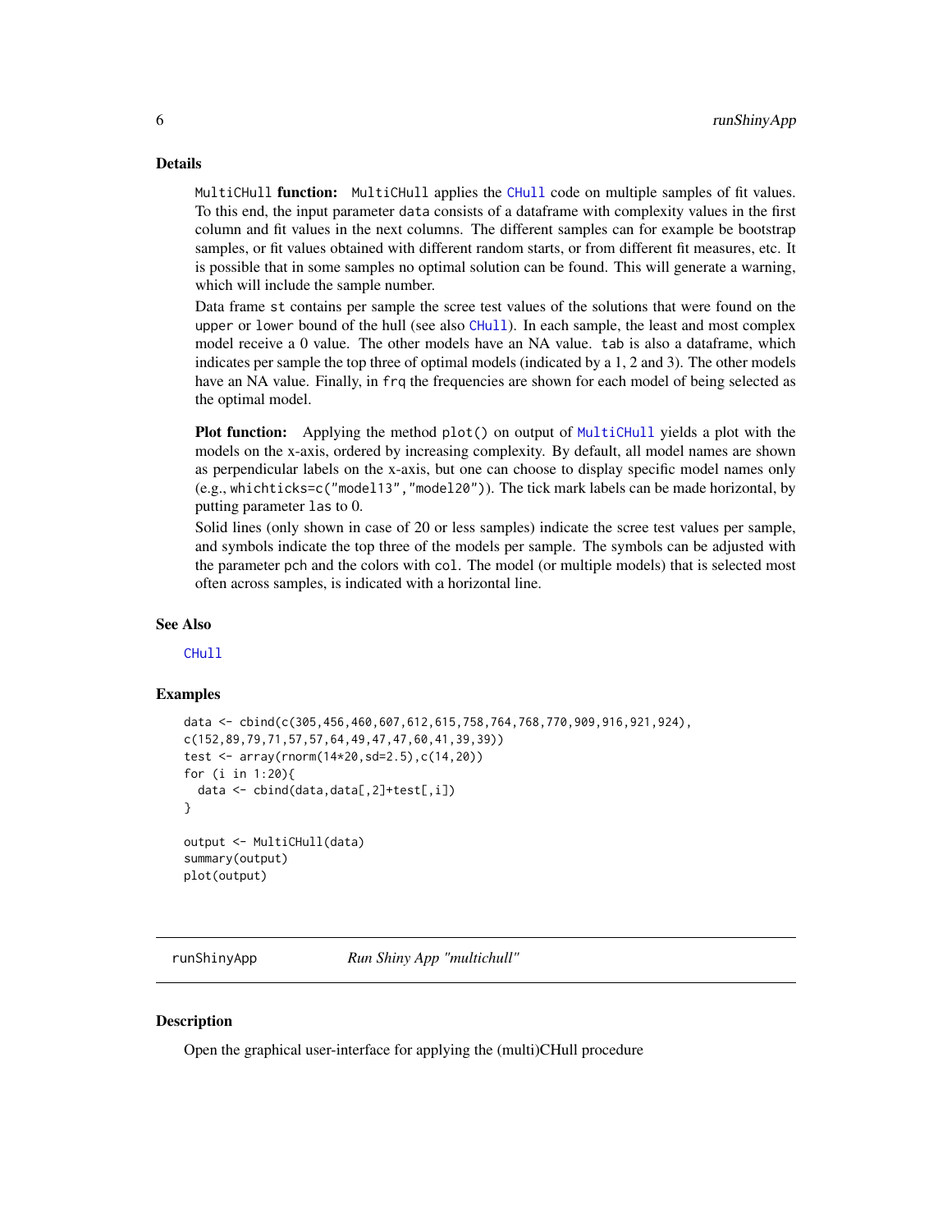### Details

`MultiCHull` **function:** `MultiCHull` applies the `CHull` code on multiple samples of fit values. To this end, the input parameter `data` consists of a dataframe with complexity values in the first column and fit values in the next columns. The different samples can for example be bootstrap samples, or fit values obtained with different random starts, or from different fit measures, etc. It is possible that in some samples no optimal solution can be found. This will generate a warning, which will include the sample number.

Data frame `st` contains per sample the scree test values of the solutions that were found on the `upper` or `lower` bound of the hull (see also `CHull`). In each sample, the least and most complex model receive a 0 value. The other models have an NA value. `tab` is also a dataframe, which indicates per sample the top three of optimal models (indicated by a 1, 2 and 3). The other models have an NA value. Finally, in `frq` the frequencies are shown for each model of being selected as the optimal model.

**Plot function:** Applying the method `plot()` on output of `MultiCHull` yields a plot with the models on the x-axis, ordered by increasing complexity. By default, all model names are shown as perpendicular labels on the x-axis, but one can choose to display specific model names only (e.g., `whichticks=c("model13","model20")`). The tick mark labels can be made horizontal, by putting parameter `las` to 0.

Solid lines (only shown in case of 20 or less samples) indicate the scree test values per sample, and symbols indicate the top three of the models per sample. The symbols can be adjusted with the parameter `pch` and the colors with `col`. The model (or multiple models) that is selected most often across samples, is indicated with a horizontal line.

### See Also

`CHull`

### Examples

```
data <- cbind(c(305,456,460,607,612,615,758,764,768,770,909,916,921,924),
c(152,89,79,71,57,57,64,49,47,47,60,41,39,39))
test <- array(rnorm(14*20,sd=2.5),c(14,20))
for (i in 1:20){
  data <- cbind(data,data[,2]+test[,i])
}

output <- MultiCHull(data)
summary(output)
plot(output)
```

---

## runShinyApp — *Run Shiny App "multichull"*

### Description

Open the graphical user-interface for applying the (multi)CHull procedure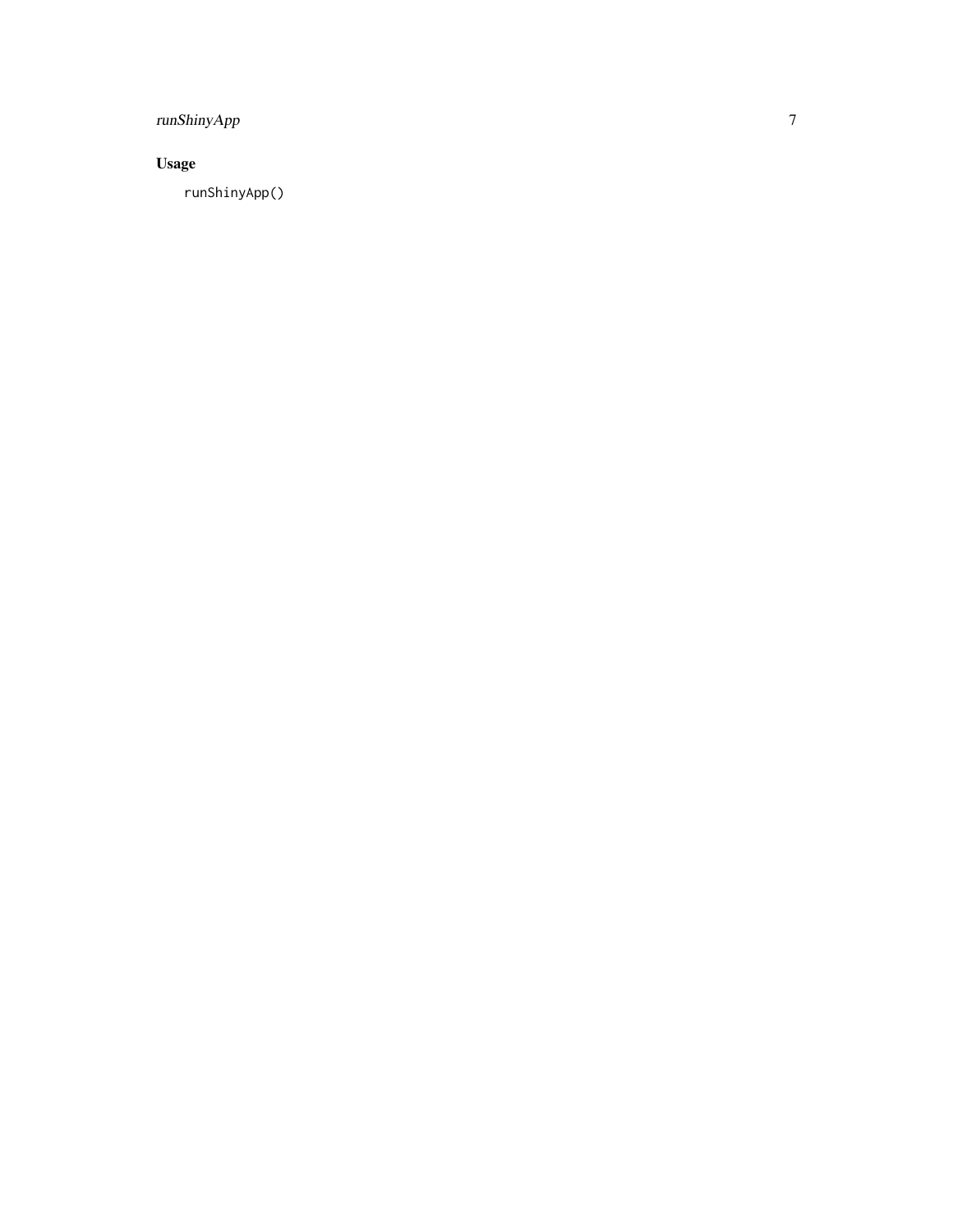## Usage

```
runShinyApp()
```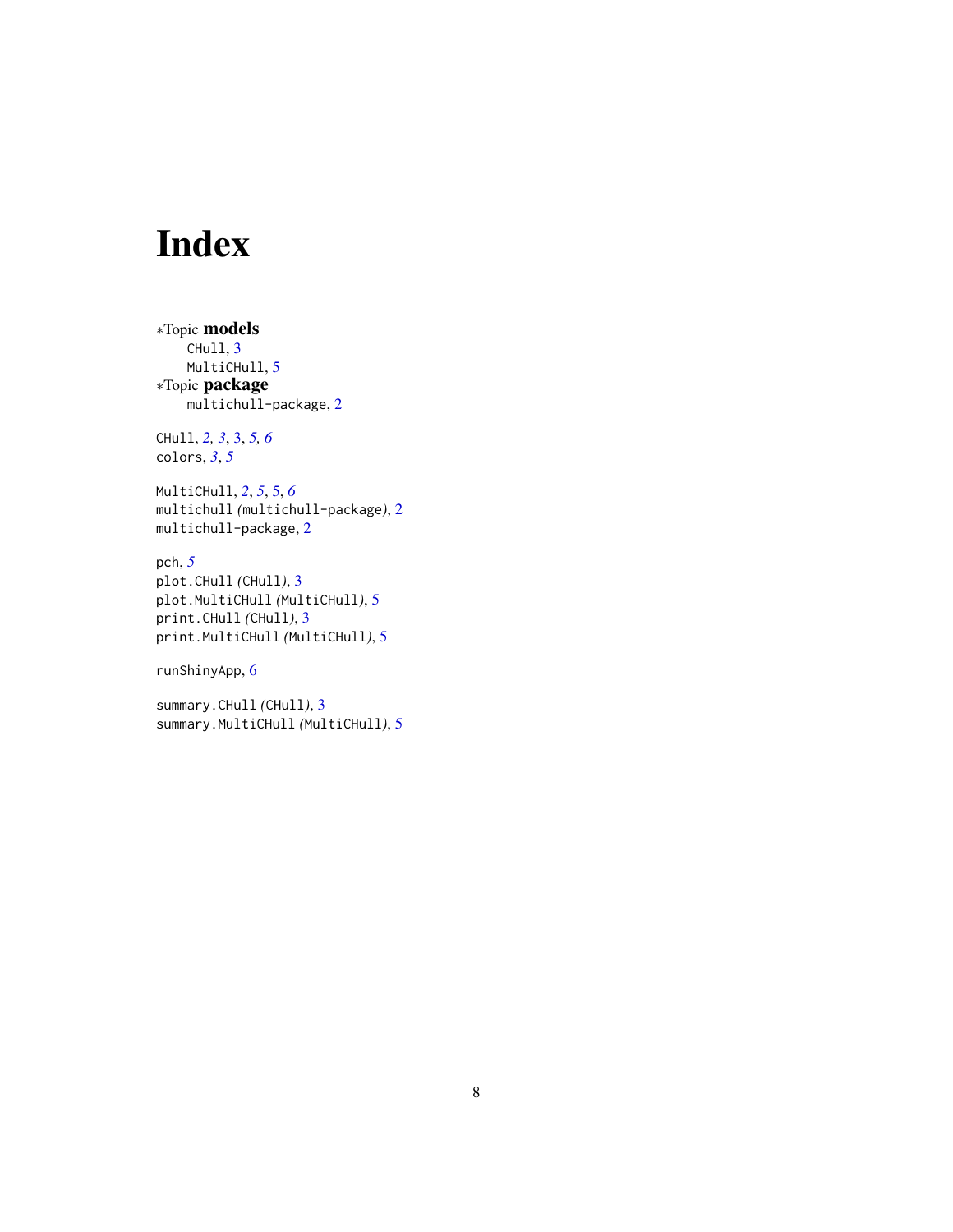# Index

*Topic **models**
  CHull, 3
  MultiCHull, 5
*Topic **package**
  multichull-package, 2

CHull, *2, 3*, 3, *5, 6*
colors, *3*, *5*

MultiCHull, *2*, *5*, 5, *6*
multichull *(*multichull-package*)*, 2
multichull-package, 2

pch, *5*
plot.CHull *(*CHull*)*, 3
plot.MultiCHull *(*MultiCHull*)*, 5
print.CHull *(*CHull*)*, 3
print.MultiCHull *(*MultiCHull*)*, 5

runShinyApp, 6

summary.CHull *(*CHull*)*, 3
summary.MultiCHull *(*MultiCHull*)*, 5